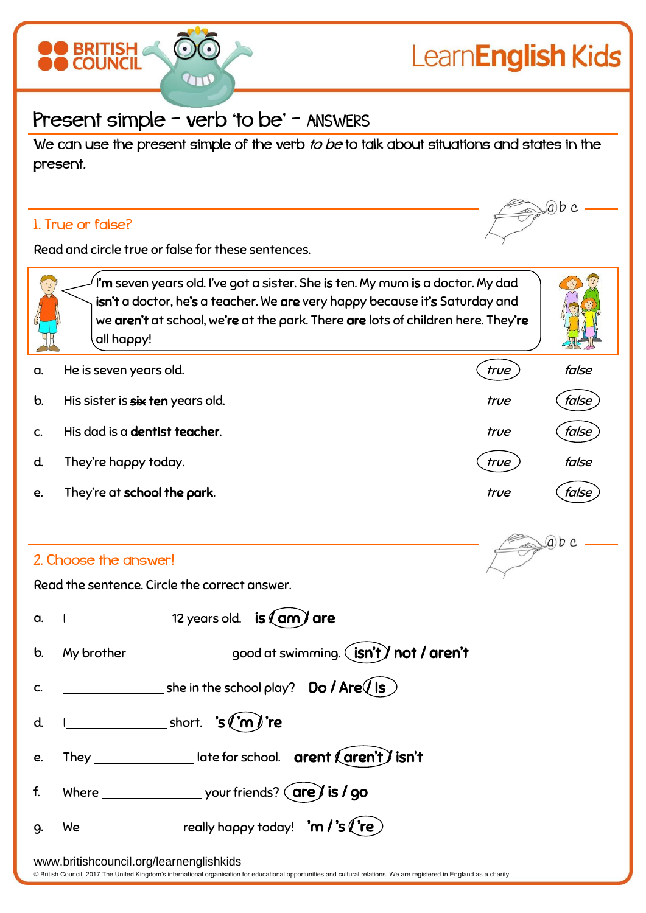BRITISH COUNCIL

LearnEnglish Kids

# Present simple – verb 'to be' – ANSWERS

We can use the present simple of the verb *to be* to talk about situations and states in the present.

## 1. True or false?

Read and circle true or false for these sentences.

**I'm** seven years old. I've got a sister. She **is** ten. My mum **is** a doctor. My dad **isn't** a doctor, he**'s** a teacher. We **are** very happy because it**'s** Saturday and we **aren't** at school, we**'re** at the park. There **are** lots of children here. They**'re** all happy!

| | | | |
|---|---|---|---|
| a. | He is seven years old. | (true) | false |
| b. | His sister is ~~six~~ **ten** years old. | true | (false) |
| c. | His dad is a ~~dentist~~ **teacher**. | true | (false) |
| d. | They're happy today. | (true) | false |
| e. | They're at ~~school~~ **the park**. | true | (false) |

## 2. Choose the answer!

Read the sentence. Circle the correct answer.

a. I ______________ 12 years old. **is / (am) / are**

b. My brother ______________ good at swimming. **(isn't) / not / aren't**

c. ______________ she in the school play? **Do / Are / (Is)**

d. I ______________ short. **'s / ('m) / 're**

e. They ______________ late for school. **arent / (aren't) / isn't**

f. Where ______________ your friends? **(are) / is / go**

g. We ______________ really happy today! **'m / 's / ('re)**

www.britishcouncil.org/learnenglishkids

© British Council, 2017 The United Kingdom's international organisation for educational opportunities and cultural relations. We are registered in England as a charity.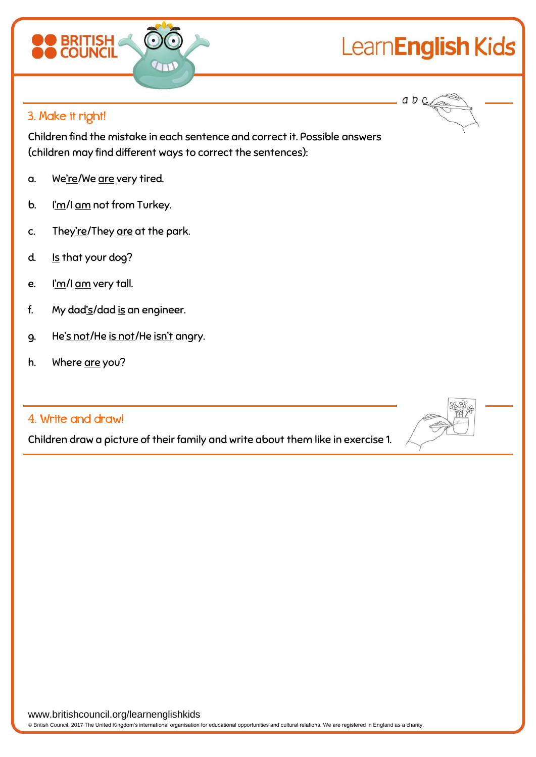## 3. Make it right!

Children find the mistake in each sentence and correct it. Possible answers (children may find different ways to correct the sentences):

a. We're/We are very tired.

b. I'm/I am not from Turkey.

c. They're/They are at the park.

d. Is that your dog?

e. I'm/I am very tall.

f. My dad's/dad is an engineer.

g. He's not/He is not/He isn't angry.

h. Where are you?

## 4. Write and draw!

Children draw a picture of their family and write about them like in exercise 1.

www.britishcouncil.org/learnenglishkids

© British Council, 2017 The United Kingdom's international organisation for educational opportunities and cultural relations. We are registered in England as a charity.